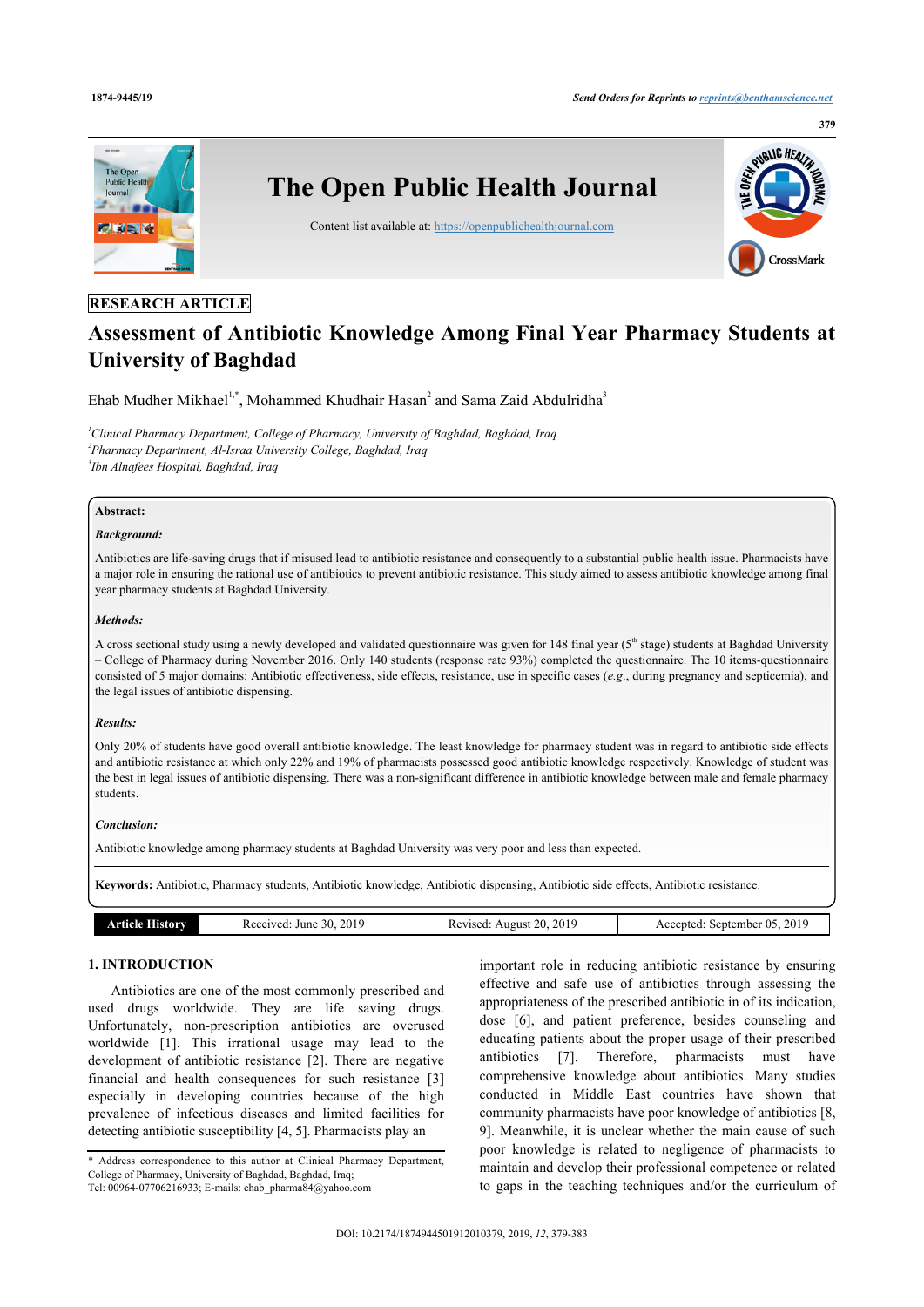RESEARCH ARTICLE

# Assessment of Antibiotic Knowledge Among Final Year Pharmacy Students at University of Baghdad

Ehab Mudher Mikhael[1,*], Mohammed Khudhair Hasan[2] and Sama Zaid Abdulridha[3]

[1]*Clinical Pharmacy Department, College of Pharmacy, University of Baghdad, Baghdad, Iraq*
[2]*Pharmacy Department, Al-Israa University College, Baghdad, Iraq*
[3]*Ibn Alnafees Hospital, Baghdad, Iraq*

**Abstract:**

***Background:***

Antibiotics are life-saving drugs that if misused lead to antibiotic resistance and consequently to a substantial public health issue. Pharmacists have a major role in ensuring the rational use of antibiotics to prevent antibiotic resistance. This study aimed to assess antibiotic knowledge among final year pharmacy students at Baghdad University.

***Methods:***

A cross sectional study using a newly developed and validated questionnaire was given for 148 final year (5th stage) students at Baghdad University – College of Pharmacy during November 2016. Only 140 students (response rate 93%) completed the questionnaire. The 10 items-questionnaire consisted of 5 major domains: Antibiotic effectiveness, side effects, resistance, use in specific cases (*e.g.*, during pregnancy and septicemia), and the legal issues of antibiotic dispensing.

***Results:***

Only 20% of students have good overall antibiotic knowledge. The least knowledge for pharmacy student was in regard to antibiotic side effects and antibiotic resistance at which only 22% and 19% of pharmacists possessed good antibiotic knowledge respectively. Knowledge of student was the best in legal issues of antibiotic dispensing. There was a non-significant difference in antibiotic knowledge between male and female pharmacy students.

***Conclusion:***

Antibiotic knowledge among pharmacy students at Baghdad University was very poor and less than expected.

**Keywords:** Antibiotic, Pharmacy students, Antibiotic knowledge, Antibiotic dispensing, Antibiotic side effects, Antibiotic resistance.

| Article History | Received: June 30, 2019 | Revised: August 20, 2019 | Accepted: September 05, 2019 |
|---|---|---|---|

## 1. INTRODUCTION

Antibiotics are one of the most commonly prescribed and used drugs worldwide. They are life saving drugs. Unfortunately, non-prescription antibiotics are overused worldwide [1]. This irrational usage may lead to the development of antibiotic resistance [2]. There are negative financial and health consequences for such resistance [3] especially in developing countries because of the high prevalence of infectious diseases and limited facilities for detecting antibiotic susceptibility [4, 5]. Pharmacists play an important role in reducing antibiotic resistance by ensuring effective and safe use of antibiotics through assessing the appropriateness of the prescribed antibiotic in of its indication, dose [6], and patient preference, besides counseling and educating patients about the proper usage of their prescribed antibiotics [7]. Therefore, pharmacists must have comprehensive knowledge about antibiotics. Many studies conducted in Middle East countries have shown that community pharmacists have poor knowledge of antibiotics [8, 9]. Meanwhile, it is unclear whether the main cause of such poor knowledge is related to negligence of pharmacists to maintain and develop their professional competence or related to gaps in the teaching techniques and/or the curriculum of

\* Address correspondence to this author at Clinical Pharmacy Department, College of Pharmacy, University of Baghdad, Baghdad, Iraq;
Tel: 00964-07706216933; E-mails: ehab_pharma84@yahoo.com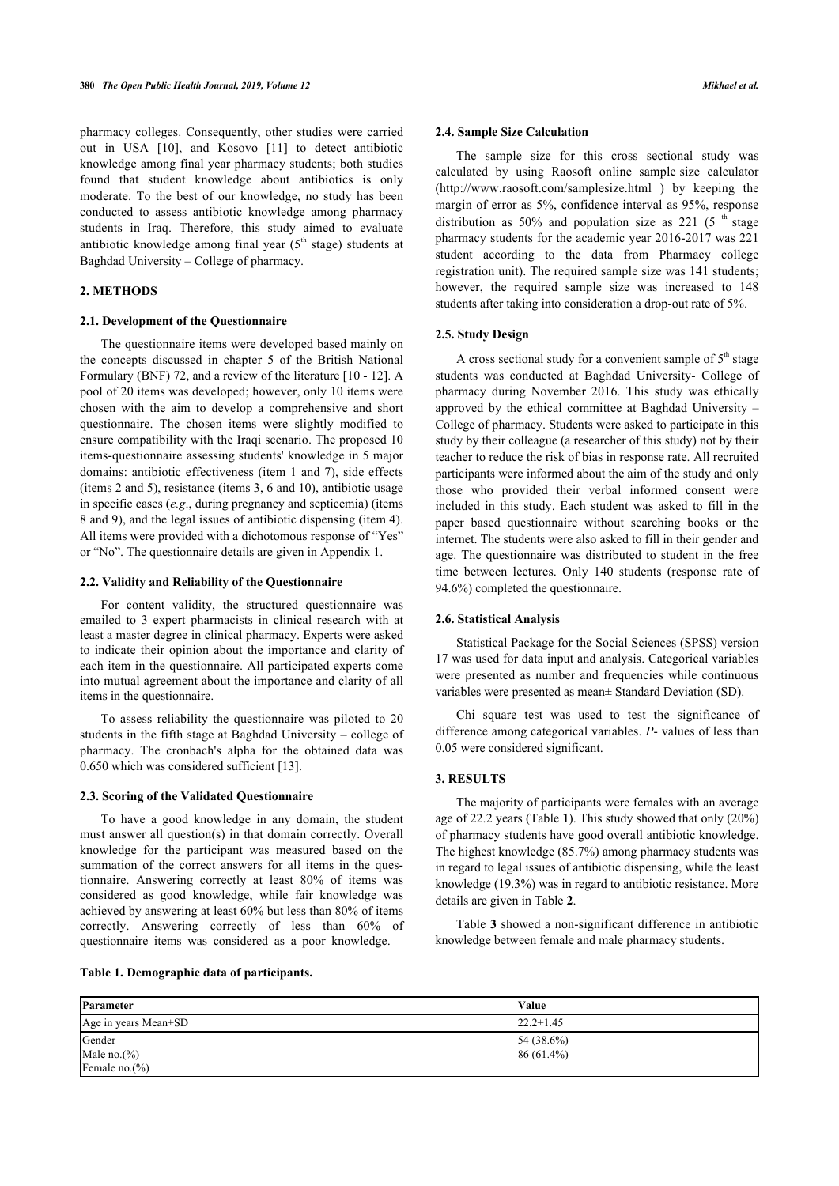pharmacy colleges. Consequently, other studies were carried out in USA [10], and Kosovo [11] to detect antibiotic knowledge among final year pharmacy students; both studies found that student knowledge about antibiotics is only moderate. To the best of our knowledge, no study has been conducted to assess antibiotic knowledge among pharmacy students in Iraq. Therefore, this study aimed to evaluate antibiotic knowledge among final year (5[th] stage) students at Baghdad University – College of pharmacy.

## 2. METHODS

### 2.1. Development of the Questionnaire

The questionnaire items were developed based mainly on the concepts discussed in chapter 5 of the British National Formulary (BNF) 72, and a review of the literature [10 - 12]. A pool of 20 items was developed; however, only 10 items were chosen with the aim to develop a comprehensive and short questionnaire. The chosen items were slightly modified to ensure compatibility with the Iraqi scenario. The proposed 10 items-questionnaire assessing students' knowledge in 5 major domains: antibiotic effectiveness (item 1 and 7), side effects (items 2 and 5), resistance (items 3, 6 and 10), antibiotic usage in specific cases (*e.g*., during pregnancy and septicemia) (items 8 and 9), and the legal issues of antibiotic dispensing (item 4). All items were provided with a dichotomous response of "Yes" or "No". The questionnaire details are given in Appendix 1.

### 2.2. Validity and Reliability of the Questionnaire

For content validity, the structured questionnaire was emailed to 3 expert pharmacists in clinical research with at least a master degree in clinical pharmacy. Experts were asked to indicate their opinion about the importance and clarity of each item in the questionnaire. All participated experts come into mutual agreement about the importance and clarity of all items in the questionnaire.

To assess reliability the questionnaire was piloted to 20 students in the fifth stage at Baghdad University – college of pharmacy. The cronbach's alpha for the obtained data was 0.650 which was considered sufficient [13].

### 2.3. Scoring of the Validated Questionnaire

To have a good knowledge in any domain, the student must answer all question(s) in that domain correctly. Overall knowledge for the participant was measured based on the summation of the correct answers for all items in the questionnaire. Answering correctly at least 80% of items was considered as good knowledge, while fair knowledge was achieved by answering at least 60% but less than 80% of items correctly. Answering correctly of less than 60% of questionnaire items was considered as a poor knowledge.

### 2.4. Sample Size Calculation

The sample size for this cross sectional study was calculated by using Raosoft online sample size calculator (http://www.raosoft.com/samplesize.html ) by keeping the margin of error as 5%, confidence interval as 95%, response distribution as 50% and population size as 221 (5[th] stage pharmacy students for the academic year 2016-2017 was 221 student according to the data from Pharmacy college registration unit). The required sample size was 141 students; however, the required sample size was increased to 148 students after taking into consideration a drop-out rate of 5%.

### 2.5. Study Design

A cross sectional study for a convenient sample of 5[th] stage students was conducted at Baghdad University- College of pharmacy during November 2016. This study was ethically approved by the ethical committee at Baghdad University – College of pharmacy. Students were asked to participate in this study by their colleague (a researcher of this study) not by their teacher to reduce the risk of bias in response rate. All recruited participants were informed about the aim of the study and only those who provided their verbal informed consent were included in this study. Each student was asked to fill in the paper based questionnaire without searching books or the internet. The students were also asked to fill in their gender and age. The questionnaire was distributed to student in the free time between lectures. Only 140 students (response rate of 94.6%) completed the questionnaire.

### 2.6. Statistical Analysis

Statistical Package for the Social Sciences (SPSS) version 17 was used for data input and analysis. Categorical variables were presented as number and frequencies while continuous variables were presented as mean± Standard Deviation (SD).

Chi square test was used to test the significance of difference among categorical variables. *P*- values of less than 0.05 were considered significant.

## 3. RESULTS

The majority of participants were females with an average age of 22.2 years (Table **1**). This study showed that only (20%) of pharmacy students have good overall antibiotic knowledge. The highest knowledge (85.7%) among pharmacy students was in regard to legal issues of antibiotic dispensing, while the least knowledge (19.3%) was in regard to antibiotic resistance. More details are given in Table **2**.

Table **3** showed a non-significant difference in antibiotic knowledge between female and male pharmacy students.

**Table 1. Demographic data of participants.**

| Parameter | Value |
|---|---|
| Age in years Mean±SD | 22.2±1.45 |
| Gender | |
| Male no.(%) | 54 (38.6%) |
| Female no.(%) | 86 (61.4%) |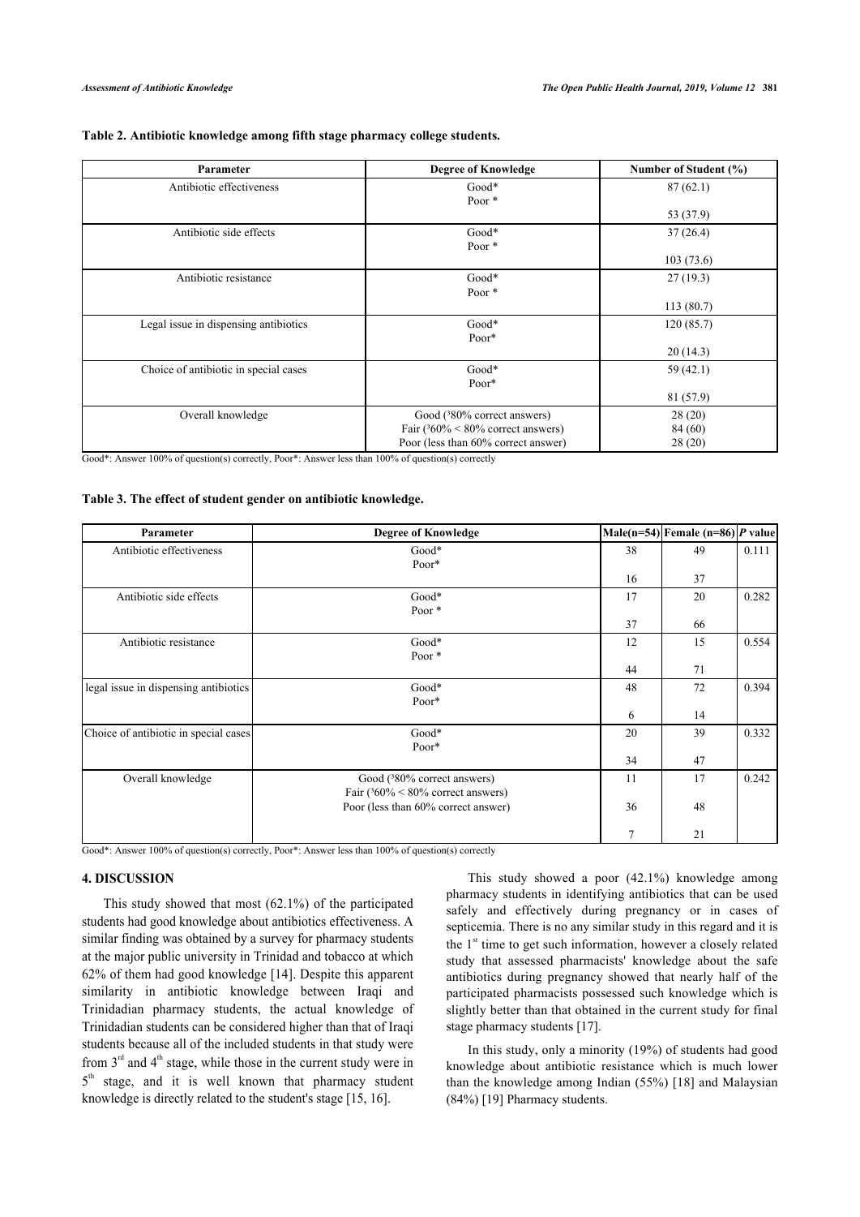**Table 2. Antibiotic knowledge among fifth stage pharmacy college students.**

| Parameter | Degree of Knowledge | Number of Student (%) |
|---|---|---|
| Antibiotic effectiveness | Good* | 87 (62.1) |
| | Poor * | 53 (37.9) |
| Antibiotic side effects | Good* | 37 (26.4) |
| | Poor * | 103 (73.6) |
| Antibiotic resistance | Good* | 27 (19.3) |
| | Poor * | 113 (80.7) |
| Legal issue in dispensing antibiotics | Good* | 120 (85.7) |
| | Poor* | 20 (14.3) |
| Choice of antibiotic in special cases | Good* | 59 (42.1) |
| | Poor* | 81 (57.9) |
| Overall knowledge | Good (³80% correct answers) | 28 (20) |
| | Fair (³60% < 80% correct answers) | 84 (60) |
| | Poor (less than 60% correct answer) | 28 (20) |

Good*: Answer 100% of question(s) correctly, Poor*: Answer less than 100% of question(s) correctly

**Table 3. The effect of student gender on antibiotic knowledge.**

| Parameter | Degree of Knowledge | Male(n=54) | Female (n=86) | *P* value |
|---|---|---|---|---|
| Antibiotic effectiveness | Good* | 38 | 49 | 0.111 |
| | Poor* | 16 | 37 | |
| Antibiotic side effects | Good* | 17 | 20 | 0.282 |
| | Poor * | 37 | 66 | |
| Antibiotic resistance | Good* | 12 | 15 | 0.554 |
| | Poor * | 44 | 71 | |
| legal issue in dispensing antibiotics | Good* | 48 | 72 | 0.394 |
| | Poor* | 6 | 14 | |
| Choice of antibiotic in special cases | Good* | 20 | 39 | 0.332 |
| | Poor* | 34 | 47 | |
| Overall knowledge | Good (³80% correct answers) | 11 | 17 | 0.242 |
| | Fair (³60% < 80% correct answers) | 36 | 48 | |
| | Poor (less than 60% correct answer) | 7 | 21 | |

Good*: Answer 100% of question(s) correctly, Poor*: Answer less than 100% of question(s) correctly

## 4. DISCUSSION

This study showed that most (62.1%) of the participated students had good knowledge about antibiotics effectiveness. A similar finding was obtained by a survey for pharmacy students at the major public university in Trinidad and tobacco at which 62% of them had good knowledge [14]. Despite this apparent similarity in antibiotic knowledge between Iraqi and Trinidadian pharmacy students, the actual knowledge of Trinidadian students can be considered higher than that of Iraqi students because all of the included students in that study were from 3[rd] and 4[th] stage, while those in the current study were in 5[th] stage, and it is well known that pharmacy student knowledge is directly related to the student's stage [15, 16].

This study showed a poor (42.1%) knowledge among pharmacy students in identifying antibiotics that can be used safely and effectively during pregnancy or in cases of septicemia. There is no any similar study in this regard and it is the 1[st] time to get such information, however a closely related study that assessed pharmacists' knowledge about the safe antibiotics during pregnancy showed that nearly half of the participated pharmacists possessed such knowledge which is slightly better than that obtained in the current study for final stage pharmacy students [17].

In this study, only a minority (19%) of students had good knowledge about antibiotic resistance which is much lower than the knowledge among Indian (55%) [18] and Malaysian (84%) [19] Pharmacy students.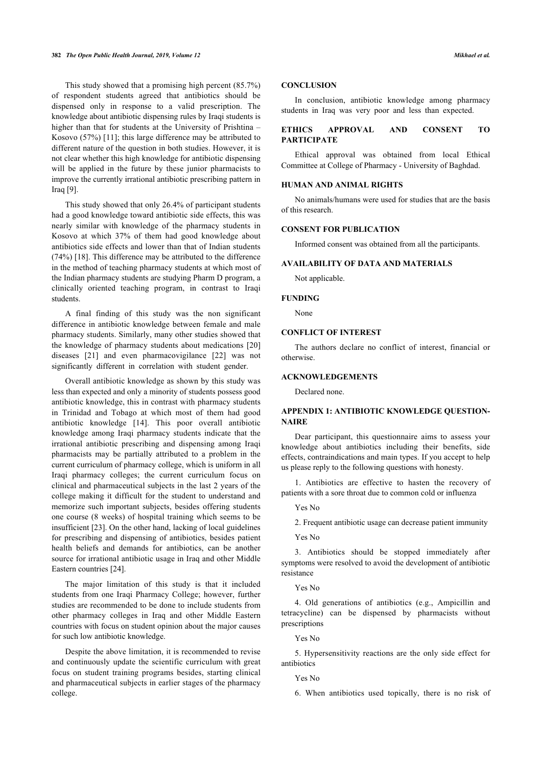This study showed that a promising high percent (85.7%) of respondent students agreed that antibiotics should be dispensed only in response to a valid prescription. The knowledge about antibiotic dispensing rules by Iraqi students is higher than that for students at the University of Prishtina – Kosovo (57%) [11]; this large difference may be attributed to different nature of the question in both studies. However, it is not clear whether this high knowledge for antibiotic dispensing will be applied in the future by these junior pharmacists to improve the currently irrational antibiotic prescribing pattern in Iraq [9].

This study showed that only 26.4% of participant students had a good knowledge toward antibiotic side effects, this was nearly similar with knowledge of the pharmacy students in Kosovo at which 37% of them had good knowledge about antibiotics side effects and lower than that of Indian students (74%) [18]. This difference may be attributed to the difference in the method of teaching pharmacy students at which most of the Indian pharmacy students are studying Pharm D program, a clinically oriented teaching program, in contrast to Iraqi students.

A final finding of this study was the non significant difference in antibiotic knowledge between female and male pharmacy students. Similarly, many other studies showed that the knowledge of pharmacy students about medications [20] diseases [21] and even pharmacovigilance [22] was not significantly different in correlation with student gender.

Overall antibiotic knowledge as shown by this study was less than expected and only a minority of students possess good antibiotic knowledge, this in contrast with pharmacy students in Trinidad and Tobago at which most of them had good antibiotic knowledge [14]. This poor overall antibiotic knowledge among Iraqi pharmacy students indicate that the irrational antibiotic prescribing and dispensing among Iraqi pharmacists may be partially attributed to a problem in the current curriculum of pharmacy college, which is uniform in all Iraqi pharmacy colleges; the current curriculum focus on clinical and pharmaceutical subjects in the last 2 years of the college making it difficult for the student to understand and memorize such important subjects, besides offering students one course (8 weeks) of hospital training which seems to be insufficient [23]. On the other hand, lacking of local guidelines for prescribing and dispensing of antibiotics, besides patient health beliefs and demands for antibiotics, can be another source for irrational antibiotic usage in Iraq and other Middle Eastern countries [24].

The major limitation of this study is that it included students from one Iraqi Pharmacy College; however, further studies are recommended to be done to include students from other pharmacy colleges in Iraq and other Middle Eastern countries with focus on student opinion about the major causes for such low antibiotic knowledge.

Despite the above limitation, it is recommended to revise and continuously update the scientific curriculum with great focus on student training programs besides, starting clinical and pharmaceutical subjects in earlier stages of the pharmacy college.

## CONCLUSION

In conclusion, antibiotic knowledge among pharmacy students in Iraq was very poor and less than expected.

## ETHICS APPROVAL AND CONSENT TO PARTICIPATE

Ethical approval was obtained from local Ethical Committee at College of Pharmacy - University of Baghdad.

## HUMAN AND ANIMAL RIGHTS

No animals/humans were used for studies that are the basis of this research.

## CONSENT FOR PUBLICATION

Informed consent was obtained from all the participants.

## AVAILABILITY OF DATA AND MATERIALS

Not applicable.

## FUNDING

None

## CONFLICT OF INTEREST

The authors declare no conflict of interest, financial or otherwise.

## ACKNOWLEDGEMENTS

Declared none.

## APPENDIX 1: ANTIBIOTIC KNOWLEDGE QUESTIONNAIRE

Dear participant, this questionnaire aims to assess your knowledge about antibiotics including their benefits, side effects, contraindications and main types. If you accept to help us please reply to the following questions with honesty.

1. Antibiotics are effective to hasten the recovery of patients with a sore throat due to common cold or influenza

Yes No

2. Frequent antibiotic usage can decrease patient immunity

Yes No

3. Antibiotics should be stopped immediately after symptoms were resolved to avoid the development of antibiotic resistance

Yes No

4. Old generations of antibiotics (e.g., Ampicillin and tetracycline) can be dispensed by pharmacists without prescriptions

Yes No

5. Hypersensitivity reactions are the only side effect for antibiotics

Yes No

6. When antibiotics used topically, there is no risk of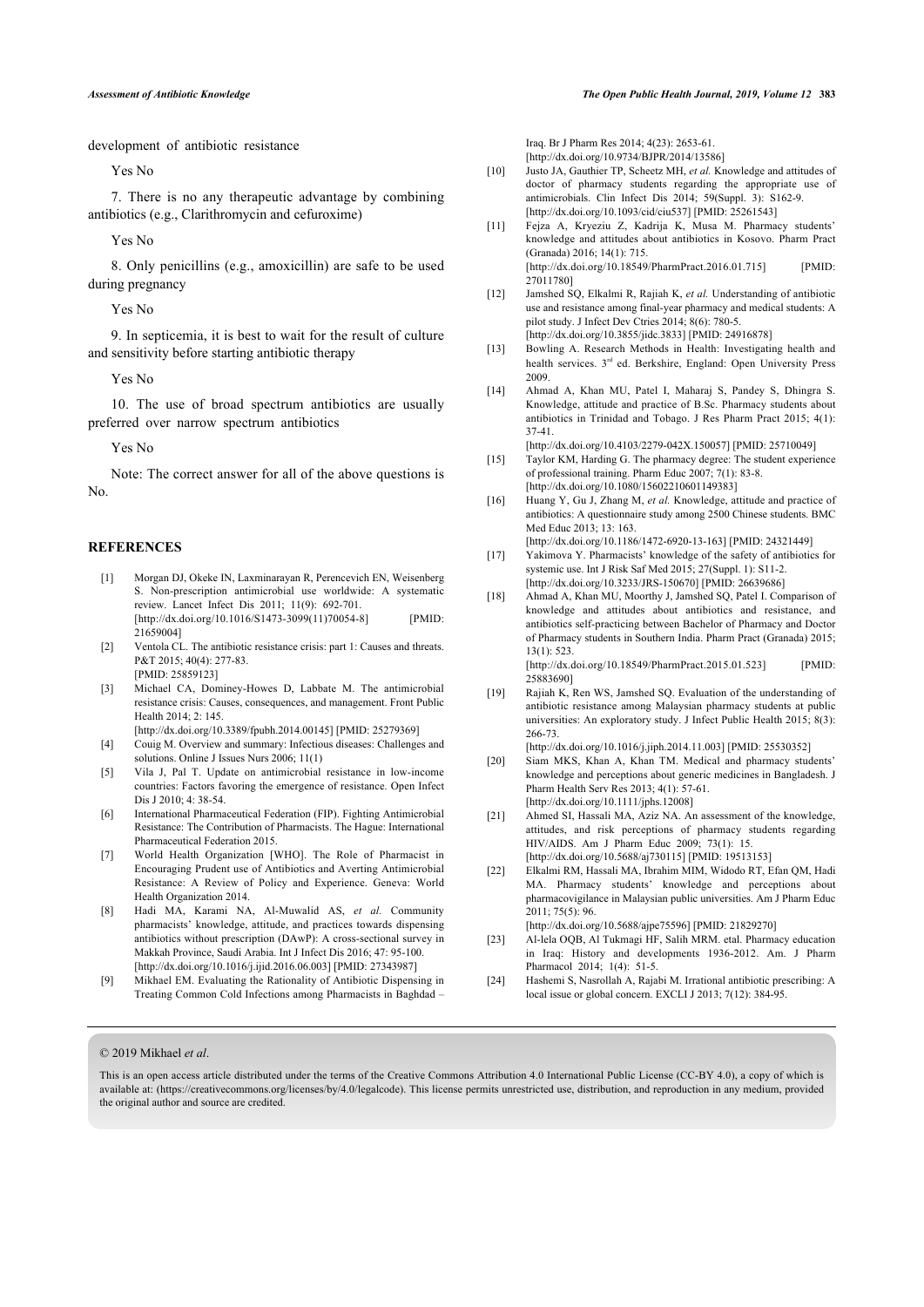development of antibiotic resistance

Yes No

7. There is no any therapeutic advantage by combining antibiotics (e.g., Clarithromycin and cefuroxime)

Yes No

8. Only penicillins (e.g., amoxicillin) are safe to be used during pregnancy

Yes No

9. In septicemia, it is best to wait for the result of culture and sensitivity before starting antibiotic therapy

Yes No

10. The use of broad spectrum antibiotics are usually preferred over narrow spectrum antibiotics

Yes No

Note: The correct answer for all of the above questions is No.

## REFERENCES

[1] Morgan DJ, Okeke IN, Laxminarayan R, Perencevich EN, Weisenberg S. Non-prescription antimicrobial use worldwide: A systematic review. Lancet Infect Dis 2011; 11(9): 692-701. [http://dx.doi.org/10.1016/S1473-3099(11)70054-8] [PMID: 21659004]

[2] Ventola CL. The antibiotic resistance crisis: part 1: Causes and threats. P&T 2015; 40(4): 277-83. [PMID: 25859123]

[3] Michael CA, Dominey-Howes D, Labbate M. The antimicrobial resistance crisis: Causes, consequences, and management. Front Public Health 2014; 2: 145. [http://dx.doi.org/10.3389/fpubh.2014.00145] [PMID: 25279369]

[4] Couig M. Overview and summary: Infectious diseases: Challenges and solutions. Online J Issues Nurs 2006; 11(1)

[5] Vila J, Pal T. Update on antimicrobial resistance in low-income countries: Factors favoring the emergence of resistance. Open Infect Dis J 2010; 4: 38-54.

[6] International Pharmaceutical Federation (FIP). Fighting Antimicrobial Resistance: The Contribution of Pharmacists. The Hague: International Pharmaceutical Federation 2015.

[7] World Health Organization [WHO]. The Role of Pharmacist in Encouraging Prudent use of Antibiotics and Averting Antimicrobial Resistance: A Review of Policy and Experience. Geneva: World Health Organization 2014.

[8] Hadi MA, Karami NA, Al-Muwalid AS, *et al.* Community pharmacists' knowledge, attitude, and practices towards dispensing antibiotics without prescription (DAwP): A cross-sectional survey in Makkah Province, Saudi Arabia. Int J Infect Dis 2016; 47: 95-100. [http://dx.doi.org/10.1016/j.ijid.2016.06.003] [PMID: 27343987]

[9] Mikhael EM. Evaluating the Rationality of Antibiotic Dispensing in Treating Common Cold Infections among Pharmacists in Baghdad – Iraq. Br J Pharm Res 2014; 4(23): 2653-61. [http://dx.doi.org/10.9734/BJPR/2014/13586]

[10] Justo JA, Gauthier TP, Scheetz MH, *et al.* Knowledge and attitudes of doctor of pharmacy students regarding the appropriate use of antimicrobials. Clin Infect Dis 2014; 59(Suppl. 3): S162-9. [http://dx.doi.org/10.1093/cid/ciu537] [PMID: 25261543]

[11] Fejza A, Kryeziu Z, Kadrija K, Musa M. Pharmacy students' knowledge and attitudes about antibiotics in Kosovo. Pharm Pract (Granada) 2016; 14(1): 715. [http://dx.doi.org/10.18549/PharmPract.2016.01.715] [PMID: 27011780]

[12] Jamshed SQ, Elkalmi R, Rajiah K, *et al.* Understanding of antibiotic use and resistance among final-year pharmacy and medical students: A pilot study. J Infect Dev Ctries 2014; 8(6): 780-5. [http://dx.doi.org/10.3855/jidc.3833] [PMID: 24916878]

[13] Bowling A. Research Methods in Health: Investigating health and health services. 3rd ed. Berkshire, England: Open University Press 2009.

[14] Ahmad A, Khan MU, Patel I, Maharaj S, Pandey S, Dhingra S. Knowledge, attitude and practice of B.Sc. Pharmacy students about antibiotics in Trinidad and Tobago. J Res Pharm Pract 2015; 4(1): 37-41. [http://dx.doi.org/10.4103/2279-042X.150057] [PMID: 25710049]

[15] Taylor KM, Harding G. The pharmacy degree: The student experience of professional training. Pharm Educ 2007; 7(1): 83-8. [http://dx.doi.org/10.1080/15602210601149383]

[16] Huang Y, Gu J, Zhang M, *et al.* Knowledge, attitude and practice of antibiotics: A questionnaire study among 2500 Chinese students. BMC Med Educ 2013; 13: 163. [http://dx.doi.org/10.1186/1472-6920-13-163] [PMID: 24321449]

[17] Yakimova Y. Pharmacists' knowledge of the safety of antibiotics for systemic use. Int J Risk Saf Med 2015; 27(Suppl. 1): S11-2. [http://dx.doi.org/10.3233/JRS-150670] [PMID: 26639686]

[18] Ahmad A, Khan MU, Moorthy J, Jamshed SQ, Patel I. Comparison of knowledge and attitudes about antibiotics and resistance, and antibiotics self-practicing between Bachelor of Pharmacy and Doctor of Pharmacy students in Southern India. Pharm Pract (Granada) 2015; 13(1): 523. [http://dx.doi.org/10.18549/PharmPract.2015.01.523] [PMID: 25883690]

[19] Rajiah K, Ren WS, Jamshed SQ. Evaluation of the understanding of antibiotic resistance among Malaysian pharmacy students at public universities: An exploratory study. J Infect Public Health 2015; 8(3): 266-73. [http://dx.doi.org/10.1016/j.jiph.2014.11.003] [PMID: 25530352]

[20] Siam MKS, Khan A, Khan TM. Medical and pharmacy students' knowledge and perceptions about generic medicines in Bangladesh. J Pharm Health Serv Res 2013; 4(1): 57-61. [http://dx.doi.org/10.1111/jphs.12008]

[21] Ahmed SI, Hassali MA, Aziz NA. An assessment of the knowledge, attitudes, and risk perceptions of pharmacy students regarding HIV/AIDS. Am J Pharm Educ 2009; 73(1): 15. [http://dx.doi.org/10.5688/aj730115] [PMID: 19513153]

[22] Elkalmi RM, Hassali MA, Ibrahim MIM, Widodo RT, Efan QM, Hadi MA. Pharmacy students' knowledge and perceptions about pharmacovigilance in Malaysian public universities. Am J Pharm Educ 2011; 75(5): 96. [http://dx.doi.org/10.5688/ajpe75596] [PMID: 21829270]

[23] Al-lela OQB, Al Tukmagi HF, Salih MRM. etal. Pharmacy education in Iraq: History and developments 1936-2012. Am. J Pharm Pharmacol 2014; 1(4): 51-5.

[24] Hashemi S, Nasrollah A, Rajabi M. Irrational antibiotic prescribing: A local issue or global concern. EXCLI J 2013; 7(12): 384-95.

© 2019 Mikhael *et al*.

This is an open access article distributed under the terms of the Creative Commons Attribution 4.0 International Public License (CC-BY 4.0), a copy of which is available at: (https://creativecommons.org/licenses/by/4.0/legalcode). This license permits unrestricted use, distribution, and reproduction in any medium, provided the original author and source are credited.